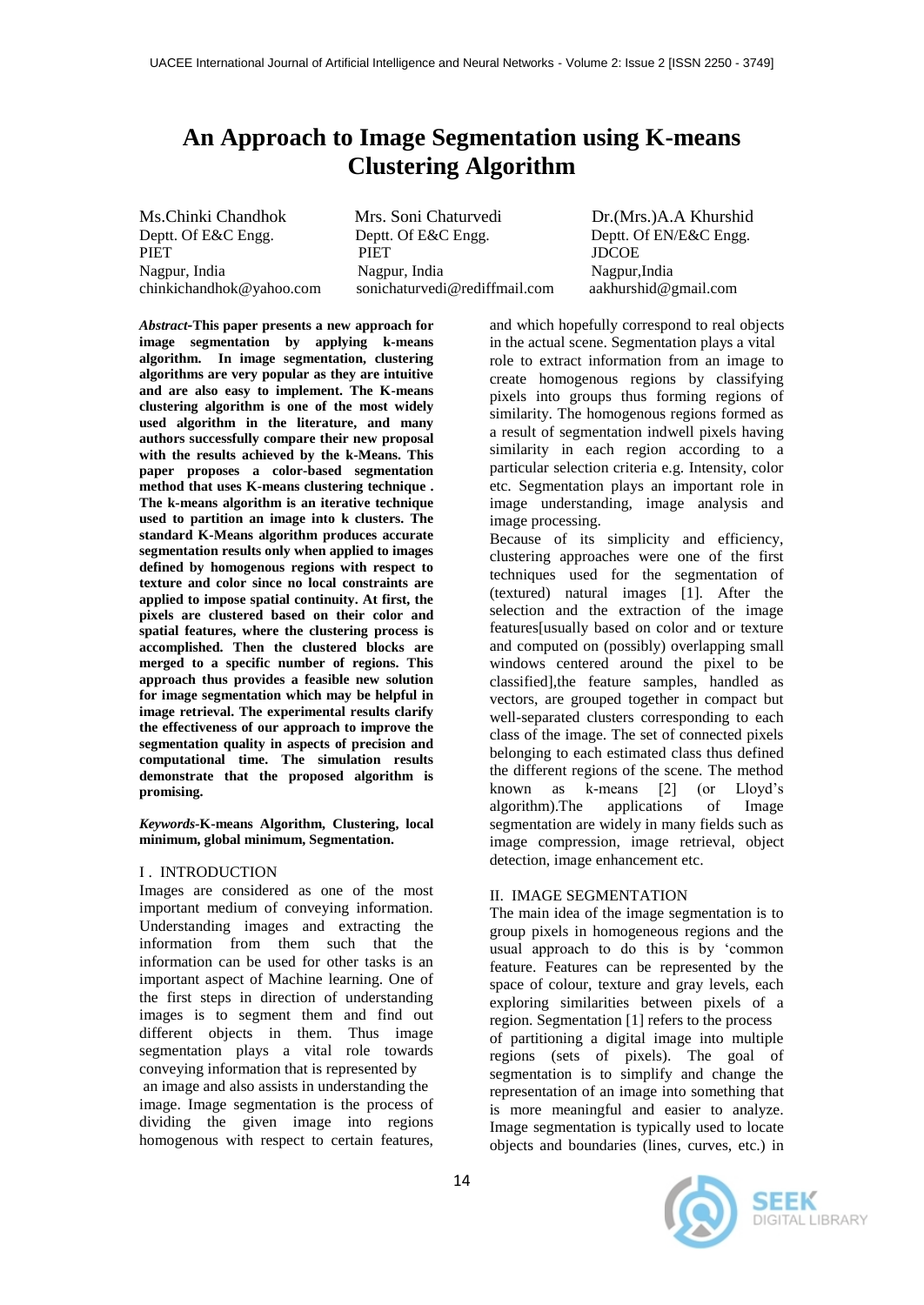# An Approach to Image Segmentation using K-means Clustering Algorithm

Ms.Chinki Chandhok
Deptt. Of E&C Engg.
PIET
Nagpur, India
chinkichandhok@yahoo.com

Mrs. Soni Chaturvedi
Deptt. Of E&C Engg.
PIET
Nagpur, India
sonichaturvedi@rediffmail.com

Dr.(Mrs.)A.A Khurshid
Deptt. Of EN/E&C Engg.
JDCOE
Nagpur,India
aakhurshid@gmail.com

***Abstract*-This paper presents a new approach for image segmentation by applying k-means algorithm. In image segmentation, clustering algorithms are very popular as they are intuitive and are also easy to implement. The K-means clustering algorithm is one of the most widely used algorithm in the literature, and many authors successfully compare their new proposal with the results achieved by the k-Means. This paper proposes a color-based segmentation method that uses K-means clustering technique . The k-means algorithm is an iterative technique used to partition an image into k clusters. The standard K-Means algorithm produces accurate segmentation results only when applied to images defined by homogenous regions with respect to texture and color since no local constraints are applied to impose spatial continuity. At first, the pixels are clustered based on their color and spatial features, where the clustering process is accomplished. Then the clustered blocks are merged to a specific number of regions. This approach thus provides a feasible new solution for image segmentation which may be helpful in image retrieval. The experimental results clarify the effectiveness of our approach to improve the segmentation quality in aspects of precision and computational time. The simulation results demonstrate that the proposed algorithm is promising.**

***Keywords*-K-means Algorithm, Clustering, local minimum, global minimum, Segmentation.**

## I . INTRODUCTION

Images are considered as one of the most important medium of conveying information. Understanding images and extracting the information from them such that the information can be used for other tasks is an important aspect of Machine learning. One of the first steps in direction of understanding images is to segment them and find out different objects in them. Thus image segmentation plays a vital role towards conveying information that is represented by an image and also assists in understanding the image. Image segmentation is the process of dividing the given image into regions homogenous with respect to certain features, and which hopefully correspond to real objects in the actual scene. Segmentation plays a vital role to extract information from an image to create homogenous regions by classifying pixels into groups thus forming regions of similarity. The homogenous regions formed as a result of segmentation indwell pixels having similarity in each region according to a particular selection criteria e.g. Intensity, color etc. Segmentation plays an important role in image understanding, image analysis and image processing.

Because of its simplicity and efficiency, clustering approaches were one of the first techniques used for the segmentation of (textured) natural images [1]. After the selection and the extraction of the image features[usually based on color and or texture and computed on (possibly) overlapping small windows centered around the pixel to be classified],the feature samples, handled as vectors, are grouped together in compact but well-separated clusters corresponding to each class of the image. The set of connected pixels belonging to each estimated class thus defined the different regions of the scene. The method known as k-means [2] (or Lloyd's algorithm).The applications of Image segmentation are widely in many fields such as image compression, image retrieval, object detection, image enhancement etc.

## II. IMAGE SEGMENTATION

The main idea of the image segmentation is to group pixels in homogeneous regions and the usual approach to do this is by 'common feature. Features can be represented by the space of colour, texture and gray levels, each exploring similarities between pixels of a region. Segmentation [1] refers to the process of partitioning a digital image into multiple regions (sets of pixels). The goal of segmentation is to simplify and change the representation of an image into something that is more meaningful and easier to analyze. Image segmentation is typically used to locate objects and boundaries (lines, curves, etc.) in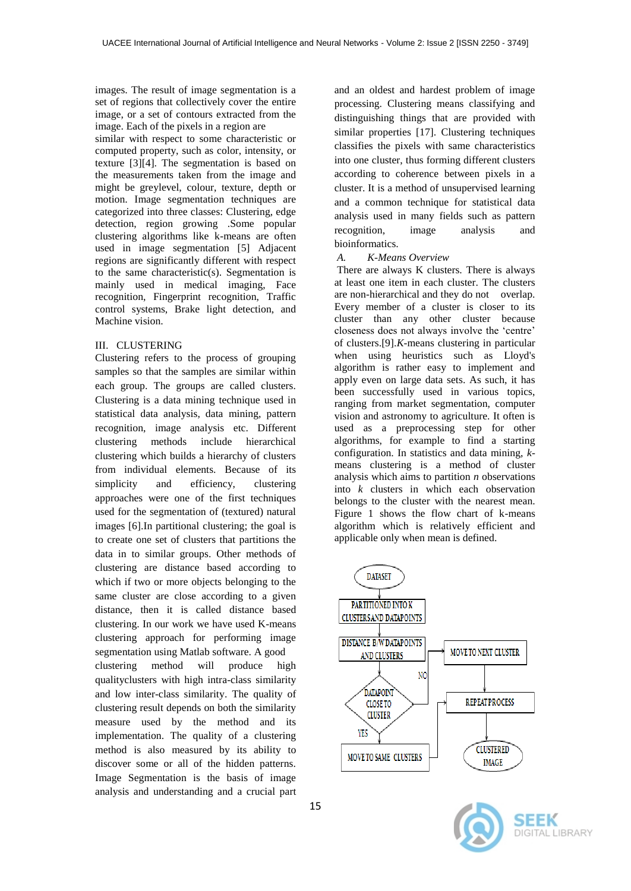images. The result of image segmentation is a set of regions that collectively cover the entire image, or a set of contours extracted from the image. Each of the pixels in a region are similar with respect to some characteristic or computed property, such as color, intensity, or texture [3][4]. The segmentation is based on the measurements taken from the image and might be greylevel, colour, texture, depth or motion. Image segmentation techniques are categorized into three classes: Clustering, edge detection, region growing .Some popular clustering algorithms like k-means are often used in image segmentation [5] Adjacent regions are significantly different with respect to the same characteristic(s). Segmentation is mainly used in medical imaging, Face recognition, Fingerprint recognition, Traffic control systems, Brake light detection, and Machine vision.

## III. CLUSTERING

Clustering refers to the process of grouping samples so that the samples are similar within each group. The groups are called clusters. Clustering is a data mining technique used in statistical data analysis, data mining, pattern recognition, image analysis etc. Different clustering methods include hierarchical clustering which builds a hierarchy of clusters from individual elements. Because of its simplicity and efficiency, clustering approaches were one of the first techniques used for the segmentation of (textured) natural images [6].In partitional clustering; the goal is to create one set of clusters that partitions the data in to similar groups. Other methods of clustering are distance based according to which if two or more objects belonging to the same cluster are close according to a given distance, then it is called distance based clustering. In our work we have used K-means clustering approach for performing image segmentation using Matlab software. A good clustering method will produce high qualityclusters with high intra-class similarity and low inter-class similarity. The quality of clustering result depends on both the similarity measure used by the method and its implementation. The quality of a clustering method is also measured by its ability to discover some or all of the hidden patterns. Image Segmentation is the basis of image analysis and understanding and a crucial part and an oldest and hardest problem of image processing. Clustering means classifying and distinguishing things that are provided with similar properties [17]. Clustering techniques classifies the pixels with same characteristics into one cluster, thus forming different clusters according to coherence between pixels in a cluster. It is a method of unsupervised learning and a common technique for statistical data analysis used in many fields such as pattern recognition, image analysis and bioinformatics.

### *A. K-Means Overview*

There are always K clusters. There is always at least one item in each cluster. The clusters are non-hierarchical and they do not overlap. Every member of a cluster is closer to its cluster than any other cluster because closeness does not always involve the 'centre' of clusters.[9].*K*-means clustering in particular when using heuristics such as Lloyd's algorithm is rather easy to implement and apply even on large data sets. As such, it has been successfully used in various topics, ranging from market segmentation, computer vision and astronomy to agriculture. It often is used as a preprocessing step for other algorithms, for example to find a starting configuration. In statistics and data mining, *k*-means clustering is a method of cluster analysis which aims to partition *n* observations into *k* clusters in which each observation belongs to the cluster with the nearest mean. Figure 1 shows the flow chart of k-means algorithm which is relatively efficient and applicable only when mean is defined.

DATASET → PARTITIONED INTO K CLUSTERS AND DATAPOINTS → DISTANCE B/W DATAPOINTS AND CLUSTERS → DATAPOINT CLOSE TO CLUSTER (YES → MOVE TO SAME CLUSTERS; NO → MOVE TO NEXT CLUSTER) → REPEAT PROCESS → CLUSTERED IMAGE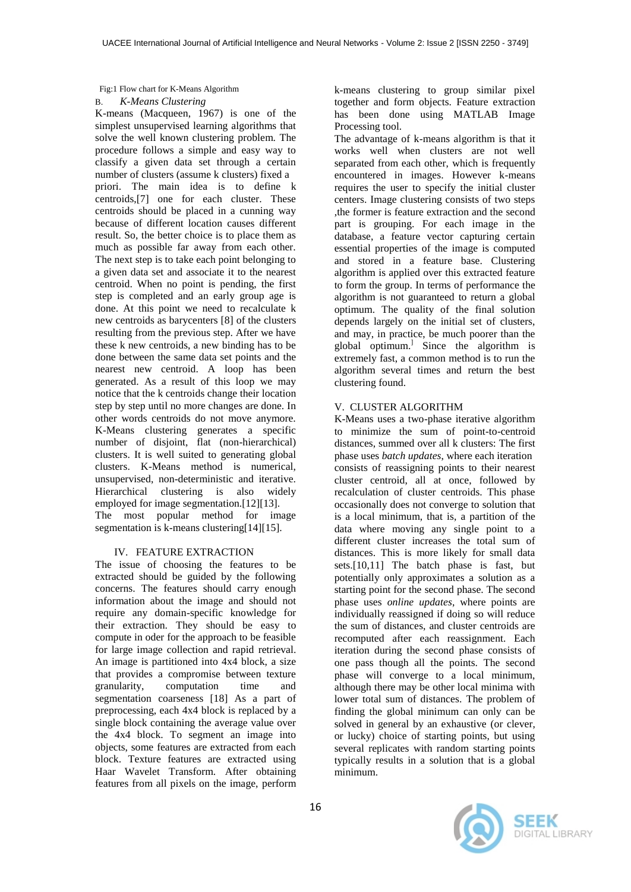Fig:1 Flow chart for K-Means Algorithm

### B. *K-Means Clustering*

K-means (Macqueen, 1967) is one of the simplest unsupervised learning algorithms that solve the well known clustering problem. The procedure follows a simple and easy way to classify a given data set through a certain number of clusters (assume k clusters) fixed a priori. The main idea is to define k centroids,[7] one for each cluster. These centroids should be placed in a cunning way because of different location causes different result. So, the better choice is to place them as much as possible far away from each other. The next step is to take each point belonging to a given data set and associate it to the nearest centroid. When no point is pending, the first step is completed and an early group age is done. At this point we need to recalculate k new centroids as barycenters [8] of the clusters resulting from the previous step. After we have these k new centroids, a new binding has to be done between the same data set points and the nearest new centroid. A loop has been generated. As a result of this loop we may notice that the k centroids change their location step by step until no more changes are done. In other words centroids do not move anymore. K-Means clustering generates a specific number of disjoint, flat (non-hierarchical) clusters. It is well suited to generating global clusters. K-Means method is numerical, unsupervised, non-deterministic and iterative. Hierarchical clustering is also widely employed for image segmentation.[12][13]. The most popular method for image segmentation is k-means clustering[14][15].

## IV. FEATURE EXTRACTION

The issue of choosing the features to be extracted should be guided by the following concerns. The features should carry enough information about the image and should not require any domain-specific knowledge for their extraction. They should be easy to compute in oder for the approach to be feasible for large image collection and rapid retrieval. An image is partitioned into 4x4 block, a size that provides a compromise between texture granularity, computation time and segmentation coarseness [18] As a part of preprocessing, each 4x4 block is replaced by a single block containing the average value over the 4x4 block. To segment an image into objects, some features are extracted from each block. Texture features are extracted using Haar Wavelet Transform. After obtaining features from all pixels on the image, perform k-means clustering to group similar pixel together and form objects. Feature extraction has been done using MATLAB Image Processing tool.

The advantage of k-means algorithm is that it works well when clusters are not well separated from each other, which is frequently encountered in images. However k-means requires the user to specify the initial cluster centers. Image clustering consists of two steps ,the former is feature extraction and the second part is grouping. For each image in the database, a feature vector capturing certain essential properties of the image is computed and stored in a feature base. Clustering algorithm is applied over this extracted feature to form the group. In terms of performance the algorithm is not guaranteed to return a global optimum. The quality of the final solution depends largely on the initial set of clusters, and may, in practice, be much poorer than the global optimum.] Since the algorithm is extremely fast, a common method is to run the algorithm several times and return the best clustering found.

## V. CLUSTER ALGORITHM

K-Means uses a two-phase iterative algorithm to minimize the sum of point-to-centroid distances, summed over all k clusters: The first phase uses *batch updates*, where each iteration consists of reassigning points to their nearest cluster centroid, all at once, followed by recalculation of cluster centroids. This phase occasionally does not converge to solution that is a local minimum, that is, a partition of the data where moving any single point to a different cluster increases the total sum of distances. This is more likely for small data sets.[10,11] The batch phase is fast, but potentially only approximates a solution as a starting point for the second phase. The second phase uses *online updates*, where points are individually reassigned if doing so will reduce the sum of distances, and cluster centroids are recomputed after each reassignment. Each iteration during the second phase consists of one pass though all the points. The second phase will converge to a local minimum, although there may be other local minima with lower total sum of distances. The problem of finding the global minimum can only can be solved in general by an exhaustive (or clever, or lucky) choice of starting points, but using several replicates with random starting points typically results in a solution that is a global minimum.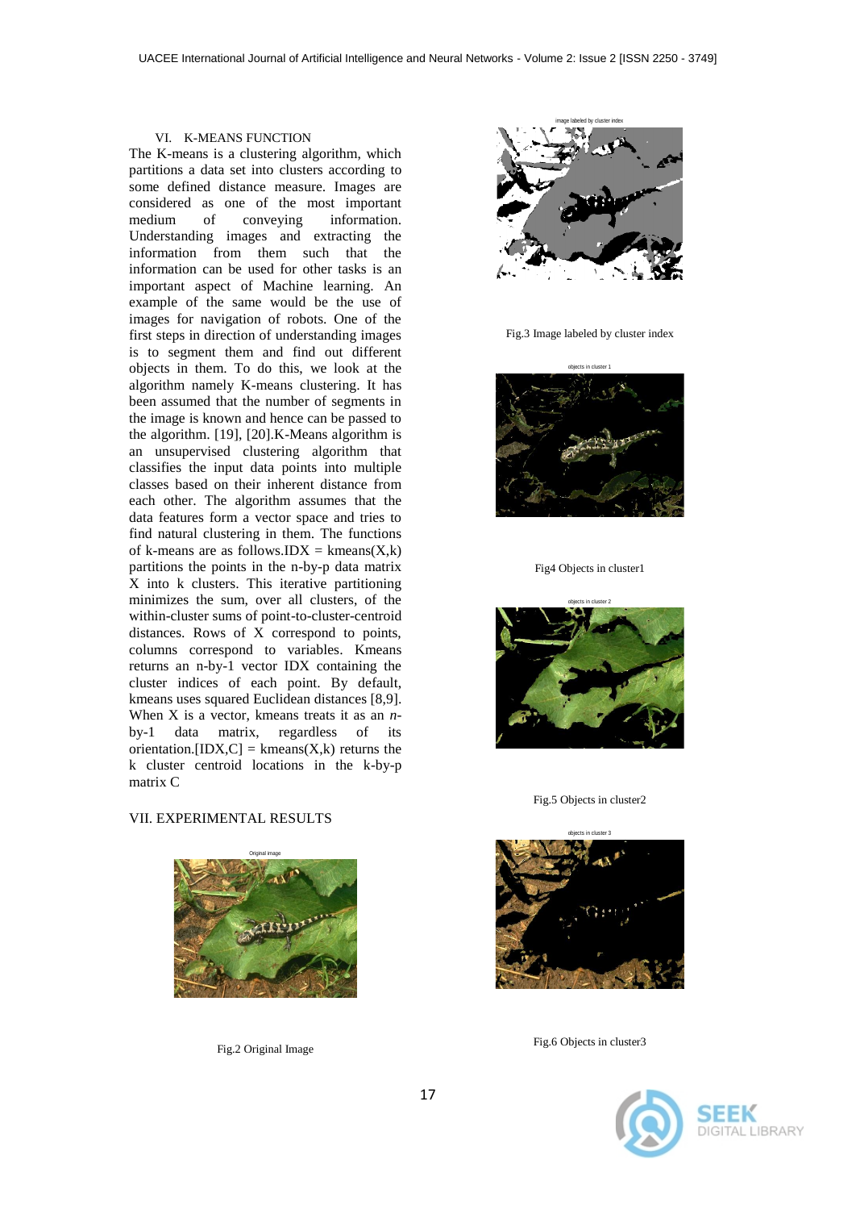## VI. K-MEANS FUNCTION

The K-means is a clustering algorithm, which partitions a data set into clusters according to some defined distance measure. Images are considered as one of the most important medium of conveying information. Understanding images and extracting the information from them such that the information can be used for other tasks is an important aspect of Machine learning. An example of the same would be the use of images for navigation of robots. One of the first steps in direction of understanding images is to segment them and find out different objects in them. To do this, we look at the algorithm namely K-means clustering. It has been assumed that the number of segments in the image is known and hence can be passed to the algorithm. [19], [20].K-Means algorithm is an unsupervised clustering algorithm that classifies the input data points into multiple classes based on their inherent distance from each other. The algorithm assumes that the data features form a vector space and tries to find natural clustering in them. The functions of k-means are as follows.IDX = kmeans(X,k) partitions the points in the n-by-p data matrix X into k clusters. This iterative partitioning minimizes the sum, over all clusters, of the within-cluster sums of point-to-cluster-centroid distances. Rows of X correspond to points, columns correspond to variables. Kmeans returns an n-by-1 vector IDX containing the cluster indices of each point. By default, kmeans uses squared Euclidean distances [8,9]. When X is a vector, kmeans treats it as an *n*-by-1 data matrix, regardless of its orientation.[IDX,C] = kmeans(X,k) returns the k cluster centroid locations in the k-by-p matrix C

## VII. EXPERIMENTAL RESULTS

Fig.2 Original Image

Fig.3 Image labeled by cluster index

Fig4 Objects in cluster1

Fig.5 Objects in cluster2

Fig.6 Objects in cluster3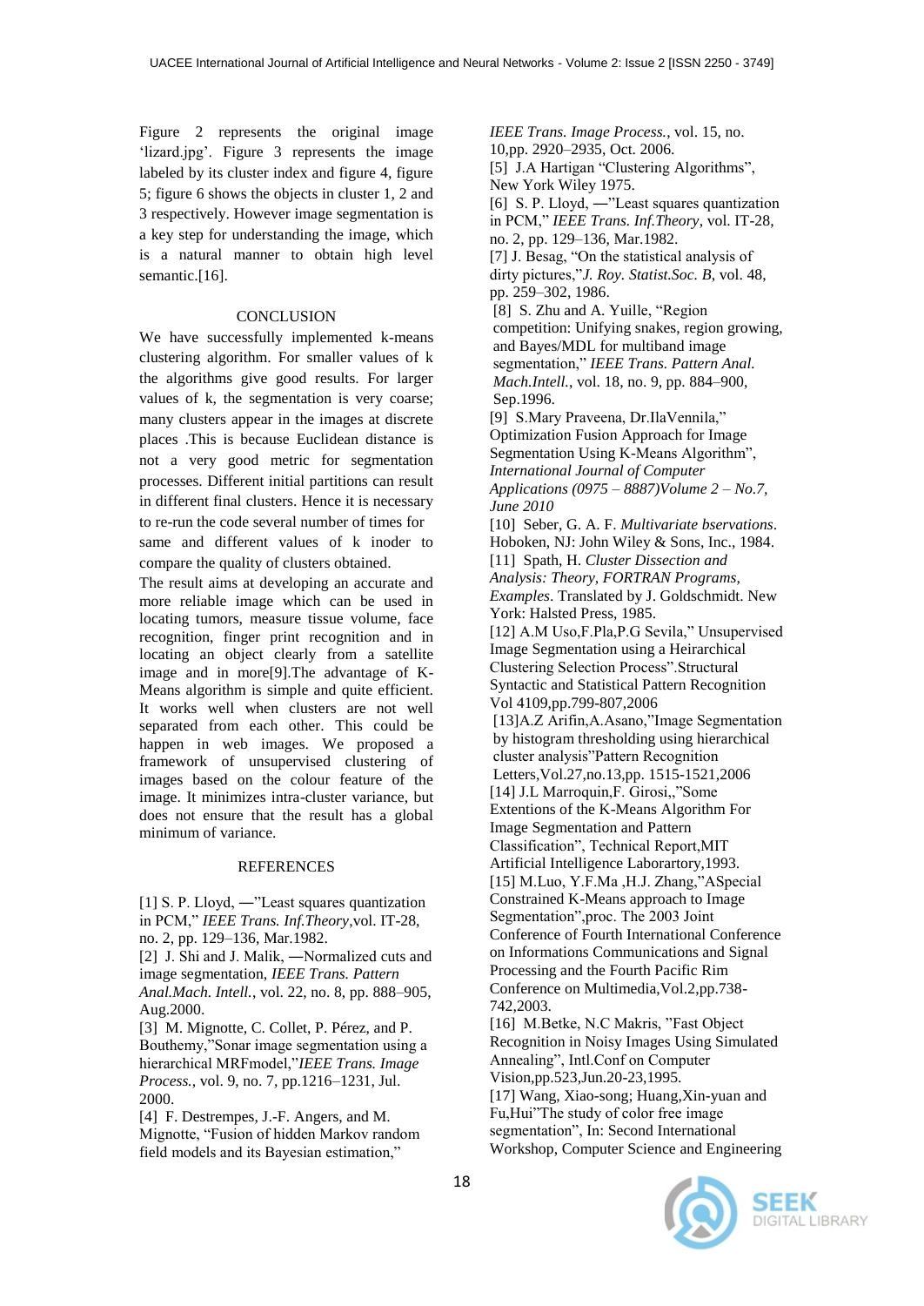Figure 2 represents the original image 'lizard.jpg'. Figure 3 represents the image labeled by its cluster index and figure 4, figure 5; figure 6 shows the objects in cluster 1, 2 and 3 respectively. However image segmentation is a key step for understanding the image, which is a natural manner to obtain high level semantic.[16].

## CONCLUSION

We have successfully implemented k-means clustering algorithm. For smaller values of k the algorithms give good results. For larger values of k, the segmentation is very coarse; many clusters appear in the images at discrete places .This is because Euclidean distance is not a very good metric for segmentation processes. Different initial partitions can result in different final clusters. Hence it is necessary to re-run the code several number of times for same and different values of k inoder to compare the quality of clusters obtained.

The result aims at developing an accurate and more reliable image which can be used in locating tumors, measure tissue volume, face recognition, finger print recognition and in locating an object clearly from a satellite image and in more[9].The advantage of K-Means algorithm is simple and quite efficient. It works well when clusters are not well separated from each other. This could be happen in web images. We proposed a framework of unsupervised clustering of images based on the colour feature of the image. It minimizes intra-cluster variance, but does not ensure that the result has a global minimum of variance.

## REFERENCES

[1] S. P. Lloyd, ―"Least squares quantization in PCM," *IEEE Trans. Inf.Theory*,vol. IT-28, no. 2, pp. 129–136, Mar.1982.

[2] J. Shi and J. Malik, ―Normalized cuts and image segmentation, *IEEE Trans. Pattern Anal.Mach. Intell.*, vol. 22, no. 8, pp. 888–905, Aug.2000.

[3] M. Mignotte, C. Collet, P. Pérez, and P. Bouthemy,"Sonar image segmentation using a hierarchical MRFmodel,"*IEEE Trans. Image Process.*, vol. 9, no. 7, pp.1216–1231, Jul. 2000.

[4] F. Destrempes, J.-F. Angers, and M. Mignotte, "Fusion of hidden Markov random field models and its Bayesian estimation," *IEEE Trans. Image Process.*, vol. 15, no. 10,pp. 2920–2935, Oct. 2006.

[5] J.A Hartigan "Clustering Algorithms", New York Wiley 1975.

[6] S. P. Lloyd, ―"Least squares quantization in PCM," *IEEE Trans. Inf.Theory*, vol. IT-28, no. 2, pp. 129–136, Mar.1982.

[7] J. Besag, "On the statistical analysis of dirty pictures,"*J. Roy. Statist.Soc. B*, vol. 48, pp. 259–302, 1986.

[8] S. Zhu and A. Yuille, "Region competition: Unifying snakes, region growing, and Bayes/MDL for multiband image segmentation," *IEEE Trans. Pattern Anal. Mach.Intell.*, vol. 18, no. 9, pp. 884–900, Sep.1996.

[9] S.Mary Praveena, Dr.IlaVennila," Optimization Fusion Approach for Image Segmentation Using K-Means Algorithm", *International Journal of Computer Applications (0975 – 8887)Volume 2 – No.7, June 2010*

[10] Seber, G. A. F. *Multivariate bservations*. Hoboken, NJ: John Wiley & Sons, Inc., 1984.

[11] Spath, H. *Cluster Dissection and Analysis: Theory, FORTRAN Programs, Examples*. Translated by J. Goldschmidt. New York: Halsted Press, 1985.

[12] A.M Uso,F.Pla,P.G Sevila," Unsupervised Image Segmentation using a Heirarchical Clustering Selection Process".Structural Syntactic and Statistical Pattern Recognition Vol 4109,pp.799-807,2006

[13]A.Z Arifin,A.Asano,"Image Segmentation by histogram thresholding using hierarchical cluster analysis"Pattern Recognition Letters,Vol.27,no.13,pp. 1515-1521,2006

[14] J.L Marroquin,F. Girosi,,"Some Extentions of the K-Means Algorithm For Image Segmentation and Pattern Classification", Technical Report,MIT Artificial Intelligence Laborartory,1993.

[15] M.Luo, Y.F.Ma ,H.J. Zhang,"ASpecial Constrained K-Means approach to Image Segmentation",proc. The 2003 Joint Conference of Fourth International Conference on Informations Communications and Signal Processing and the Fourth Pacific Rim Conference on Multimedia,Vol.2,pp.738-742,2003.

[16] M.Betke, N.C Makris, "Fast Object Recognition in Noisy Images Using Simulated Annealing", Intl.Conf on Computer Vision,pp.523,Jun.20-23,1995.

[17] Wang, Xiao-song; Huang,Xin-yuan and Fu,Hui"The study of color free image segmentation", In: Second International Workshop, Computer Science and Engineering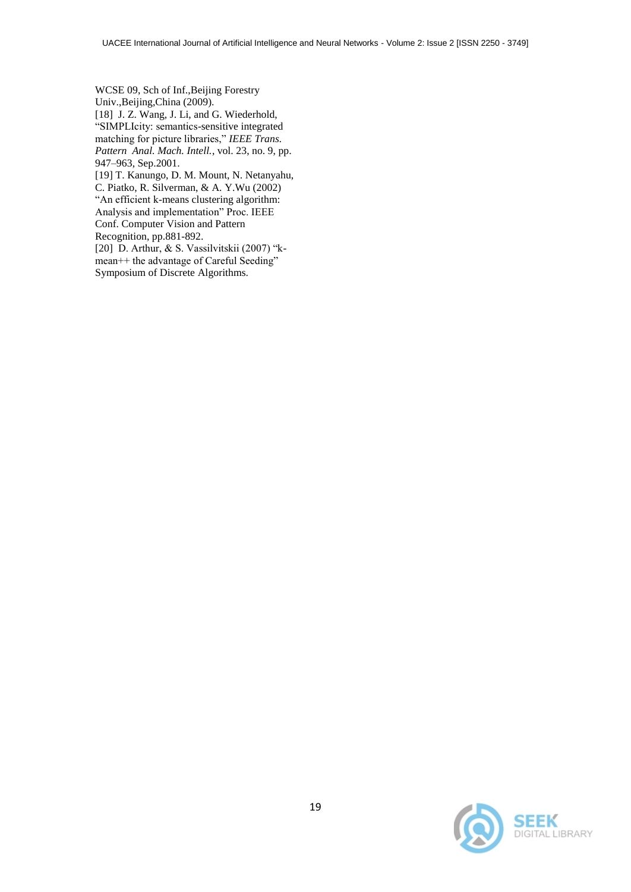WCSE 09, Sch of Inf.,Beijing Forestry Univ.,Beijing,China (2009).

[18] J. Z. Wang, J. Li, and G. Wiederhold, "SIMPLIcity: semantics-sensitive integrated matching for picture libraries," *IEEE Trans. Pattern Anal. Mach. Intell.*, vol. 23, no. 9, pp. 947–963, Sep.2001.

[19] T. Kanungo, D. M. Mount, N. Netanyahu, C. Piatko, R. Silverman, & A. Y.Wu (2002) "An efficient k-means clustering algorithm: Analysis and implementation" Proc. IEEE Conf. Computer Vision and Pattern Recognition, pp.881-892.

[20] D. Arthur, & S. Vassilvitskii (2007) "k-mean++ the advantage of Careful Seeding" Symposium of Discrete Algorithms.